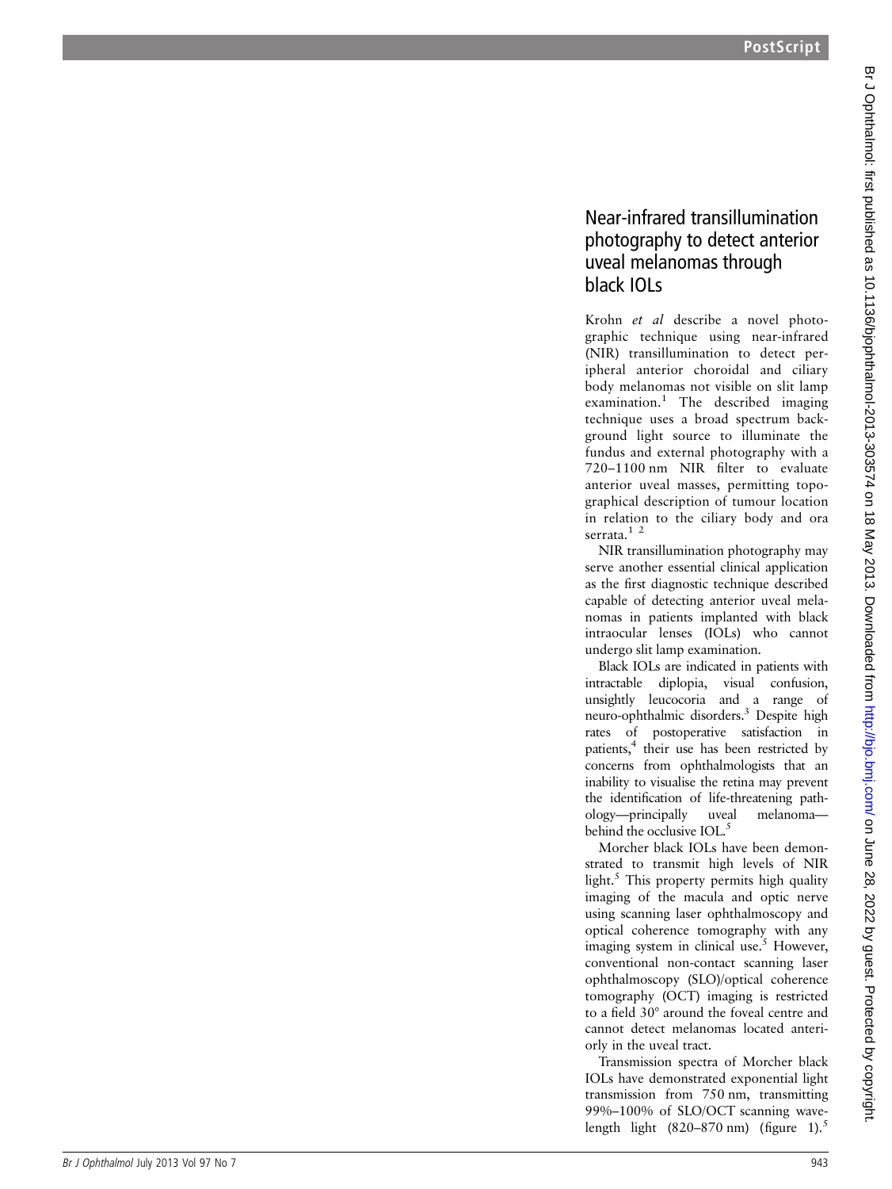# Near-infrared transillumination photography to detect anterior uveal melanomas through black IOLs

Krohn *et al* describe a novel photographic technique using near-infrared (NIR) transillumination to detect peripheral anterior choroidal and ciliary body melanomas not visible on slit lamp examination.[1] The described imaging technique uses a broad spectrum background light source to illuminate the fundus and external photography with a 720–1100 nm NIR filter to evaluate anterior uveal masses, permitting topographical description of tumour location in relation to the ciliary body and ora serrata.[1 2]

NIR transillumination photography may serve another essential clinical application as the first diagnostic technique described capable of detecting anterior uveal melanomas in patients implanted with black intraocular lenses (IOLs) who cannot undergo slit lamp examination.

Black IOLs are indicated in patients with intractable diplopia, visual confusion, unsightly leucocoria and a range of neuro-ophthalmic disorders.[3] Despite high rates of postoperative satisfaction in patients,[4] their use has been restricted by concerns from ophthalmologists that an inability to visualise the retina may prevent the identification of life-threatening pathology—principally uveal melanoma—behind the occlusive IOL.[5]

Morcher black IOLs have been demonstrated to transmit high levels of NIR light.[5] This property permits high quality imaging of the macula and optic nerve using scanning laser ophthalmoscopy and optical coherence tomography with any imaging system in clinical use.[5] However, conventional non-contact scanning laser ophthalmoscopy (SLO)/optical coherence tomography (OCT) imaging is restricted to a field 30° around the foveal centre and cannot detect melanomas located anteriorly in the uveal tract.

Transmission spectra of Morcher black IOLs have demonstrated exponential light transmission from 750 nm, transmitting 99%–100% of SLO/OCT scanning wavelength light (820–870 nm) (figure 1).[5]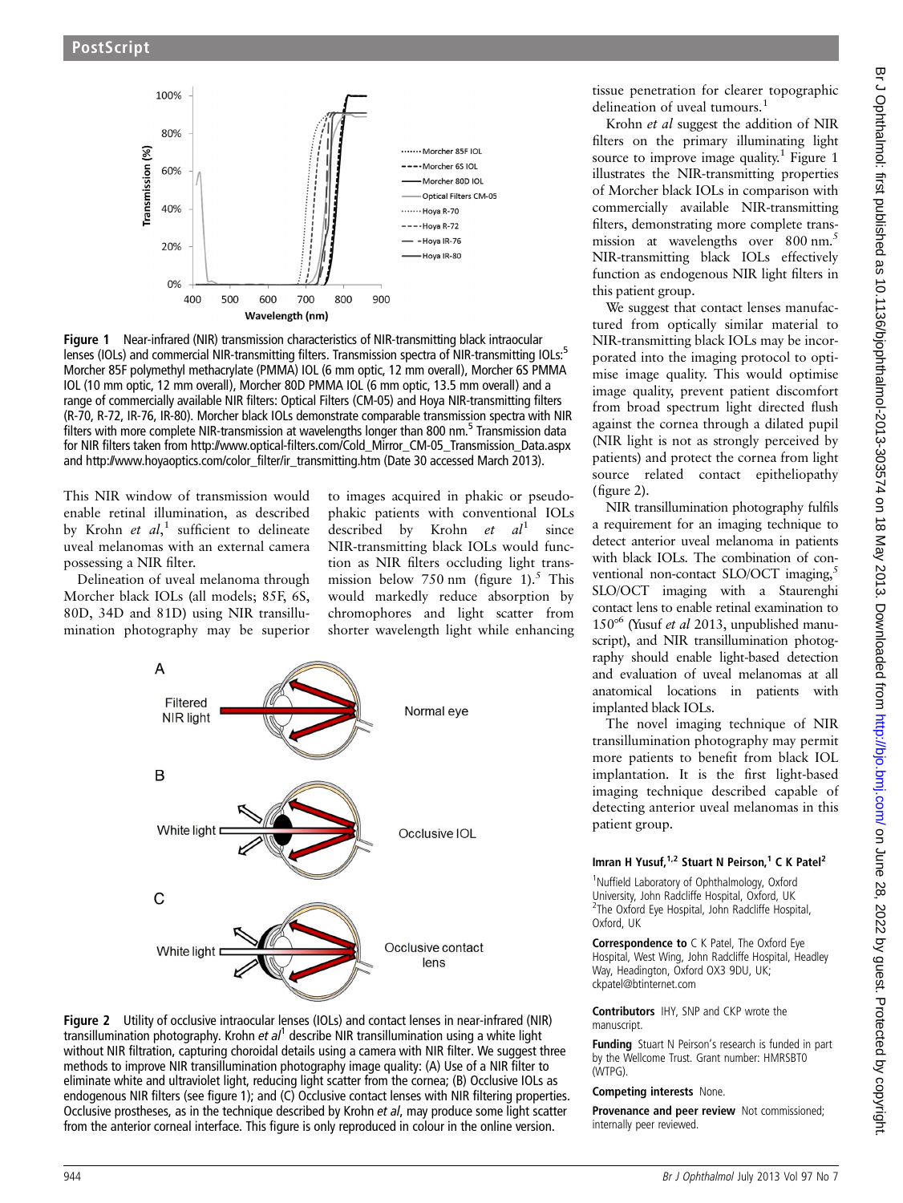Figure 1 Near-infrared (NIR) transmission characteristics of NIR-transmitting black intraocular lenses (IOLs) and commercial NIR-transmitting filters. Transmission spectra of NIR-transmitting IOLs:[5] Morcher 85F polymethyl methacrylate (PMMA) IOL (6 mm optic, 12 mm overall), Morcher 6S PMMA IOL (10 mm optic, 12 mm overall), Morcher 80D PMMA IOL (6 mm optic, 13.5 mm overall) and a range of commercially available NIR filters: Optical Filters (CM-05) and Hoya NIR-transmitting filters (R-70, R-72, IR-76, IR-80). Morcher black IOLs demonstrate comparable transmission spectra with NIR filters with more complete NIR-transmission at wavelengths longer than 800 nm.[5] Transmission data for NIR filters taken from http://www.optical-filters.com/Cold_Mirror_CM-05_Transmission_Data.aspx and http://www.hoyaoptics.com/color_filter/ir_transmitting.htm (Date 30 accessed March 2013).

This NIR window of transmission would enable retinal illumination, as described by Krohn *et al*,[1] sufficient to delineate uveal melanomas with an external camera possessing a NIR filter.

Delineation of uveal melanoma through Morcher black IOLs (all models; 85F, 6S, 80D, 34D and 81D) using NIR transillumination photography may be superior to images acquired in phakic or pseudophakic patients with conventional IOLs described by Krohn *et al*[1] since NIR-transmitting black IOLs would function as NIR filters occluding light transmission below 750 nm (figure 1).[5] This would markedly reduce absorption by chromophores and light scatter from shorter wavelength light while enhancing tissue penetration for clearer topographic delineation of uveal tumours.[1]

Krohn *et al* suggest the addition of NIR filters on the primary illuminating light source to improve image quality.[1] Figure 1 illustrates the NIR-transmitting properties of Morcher black IOLs in comparison with commercially available NIR-transmitting filters, demonstrating more complete transmission at wavelengths over 800 nm.[5] NIR-transmitting black IOLs effectively function as endogenous NIR light filters in this patient group.

We suggest that contact lenses manufactured from optically similar material to NIR-transmitting black IOLs may be incorporated into the imaging protocol to optimise image quality. This would optimise image quality, prevent patient discomfort from broad spectrum light directed flush against the cornea through a dilated pupil (NIR light is not as strongly perceived by patients) and protect the cornea from light source related contact epitheliopathy (figure 2).

NIR transillumination photography fulfils a requirement for an imaging technique to detect anterior uveal melanoma in patients with black IOLs. The combination of conventional non-contact SLO/OCT imaging,[5] SLO/OCT imaging with a Staurenghi contact lens to enable retinal examination to 150°[6] (Yusuf *et al* 2013, unpublished manuscript), and NIR transillumination photography should enable light-based detection and evaluation of uveal melanomas at all anatomical locations in patients with implanted black IOLs.

The novel imaging technique of NIR transillumination photography may permit more patients to benefit from black IOL implantation. It is the first light-based imaging technique described capable of detecting anterior uveal melanomas in this patient group.

Figure 2 Utility of occlusive intraocular lenses (IOLs) and contact lenses in near-infrared (NIR) transillumination photography. Krohn *et al*[1] describe NIR transillumination using a white light without NIR filtration, capturing choroidal details using a camera with NIR filter. We suggest three methods to improve NIR transillumination photography image quality: (A) Use of a NIR filter to eliminate white and ultraviolet light, reducing light scatter from the cornea; (B) Occlusive IOLs as endogenous NIR filters (see figure 1); and (C) Occlusive contact lenses with NIR filtering properties. Occlusive prostheses, as in the technique described by Krohn *et al*, may produce some light scatter from the anterior corneal interface. This figure is only reproduced in colour in the online version.

**Imran H Yusuf,[1,2] Stuart N Peirson,[1] C K Patel[2]**

[1]Nuffield Laboratory of Ophthalmology, Oxford University, John Radcliffe Hospital, Oxford, UK
[2]The Oxford Eye Hospital, John Radcliffe Hospital, Oxford, UK

**Correspondence to** C K Patel, The Oxford Eye Hospital, West Wing, John Radcliffe Hospital, Headley Way, Headington, Oxford OX3 9DU, UK; ckpatel@btinternet.com

**Contributors** IHY, SNP and CKP wrote the manuscript.

**Funding** Stuart N Peirson's research is funded in part by the Wellcome Trust. Grant number: HMRSBT0 (WTPG).

**Competing interests** None.

**Provenance and peer review** Not commissioned; internally peer reviewed.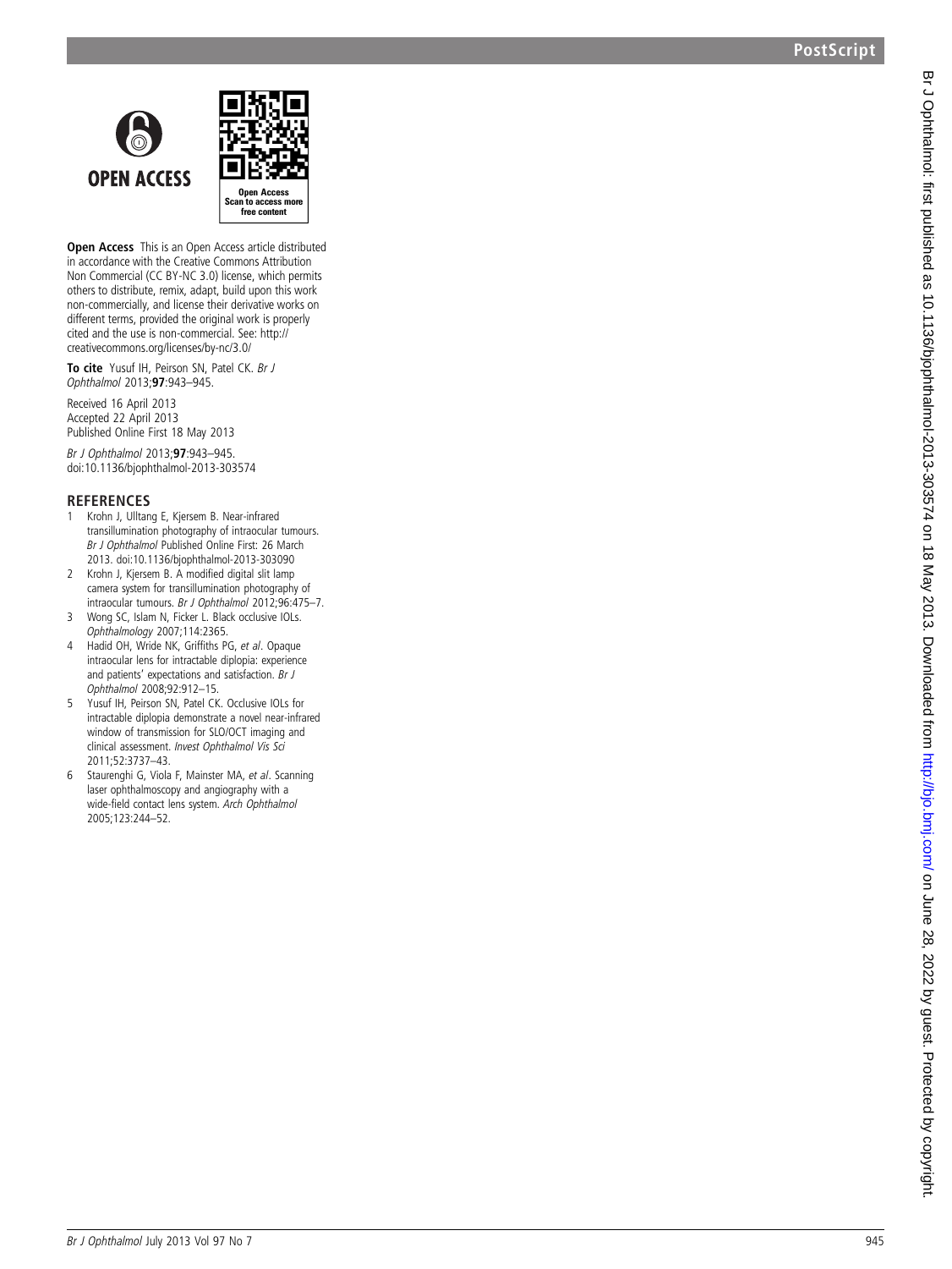OPEN ACCESS

Open Access
Scan to access more free content

**Open Access** This is an Open Access article distributed in accordance with the Creative Commons Attribution Non Commercial (CC BY-NC 3.0) license, which permits others to distribute, remix, adapt, build upon this work non-commercially, and license their derivative works on different terms, provided the original work is properly cited and the use is non-commercial. See: http://creativecommons.org/licenses/by-nc/3.0/

**To cite** Yusuf IH, Peirson SN, Patel CK. *Br J Ophthalmol* 2013;**97**:943–945.

Received 16 April 2013
Accepted 22 April 2013
Published Online First 18 May 2013

*Br J Ophthalmol* 2013;**97**:943–945.
doi:10.1136/bjophthalmol-2013-303574

## REFERENCES

1. Krohn J, Ulltang E, Kjersem B. Near-infrared transillumination photography of intraocular tumours. *Br J Ophthalmol* Published Online First: 26 March 2013. doi:10.1136/bjophthalmol-2013-303090
2. Krohn J, Kjersem B. A modified digital slit lamp camera system for transillumination photography of intraocular tumours. *Br J Ophthalmol* 2012;96:475–7.
3. Wong SC, Islam N, Ficker L. Black occlusive IOLs. *Ophthalmology* 2007;114:2365.
4. Hadid OH, Wride NK, Griffiths PG, *et al*. Opaque intraocular lens for intractable diplopia: experience and patients' expectations and satisfaction. *Br J Ophthalmol* 2008;92:912–15.
5. Yusuf IH, Peirson SN, Patel CK. Occlusive IOLs for intractable diplopia demonstrate a novel near-infrared window of transmission for SLO/OCT imaging and clinical assessment. *Invest Ophthalmol Vis Sci* 2011;52:3737–43.
6. Staurenghi G, Viola F, Mainster MA, *et al*. Scanning laser ophthalmoscopy and angiography with a wide-field contact lens system. *Arch Ophthalmol* 2005;123:244–52.